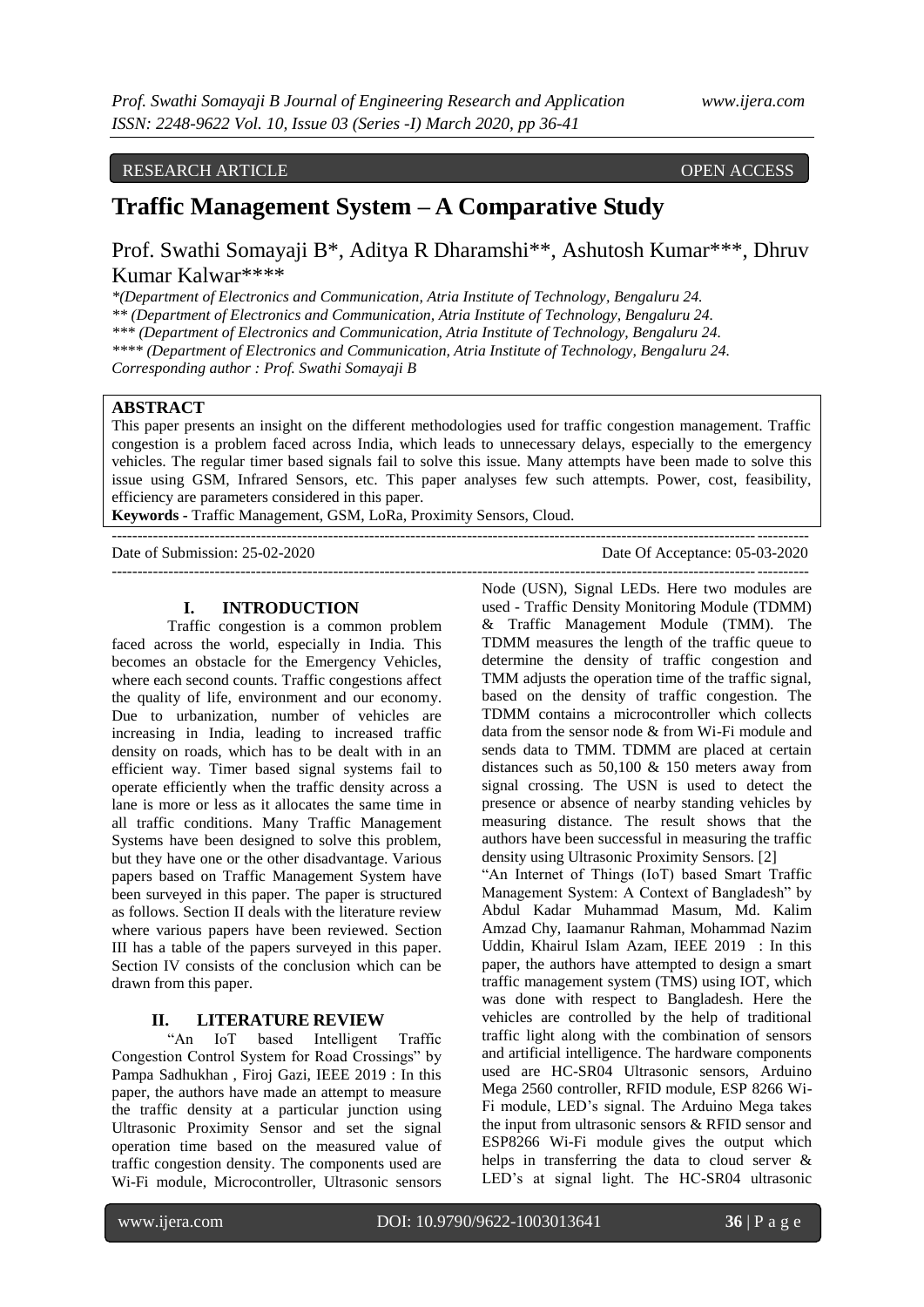RESEARCH ARTICLE OPEN ACCESS

# Traffic Management System – A Comparative Study

Prof. Swathi Somayaji B*, Aditya R Dharamshi**, Ashutosh Kumar***, Dhruv Kumar Kalwar****

*(Department of Electronics and Communication, Atria Institute of Technology, Bengaluru 24.
** (Department of Electronics and Communication, Atria Institute of Technology, Bengaluru 24.
*** (Department of Electronics and Communication, Atria Institute of Technology, Bengaluru 24.
**** (Department of Electronics and Communication, Atria Institute of Technology, Bengaluru 24.
Corresponding author : Prof. Swathi Somayaji B

**ABSTRACT**

This paper presents an insight on the different methodologies used for traffic congestion management. Traffic congestion is a problem faced across India, which leads to unnecessary delays, especially to the emergency vehicles. The regular timer based signals fail to solve this issue. Many attempts have been made to solve this issue using GSM, Infrared Sensors, etc. This paper analyses few such attempts. Power, cost, feasibility, efficiency are parameters considered in this paper.

**Keywords -** Traffic Management, GSM, LoRa, Proximity Sensors, Cloud.

Date of Submission: 25-02-2020 Date Of Acceptance: 05-03-2020

## I. INTRODUCTION

Traffic congestion is a common problem faced across the world, especially in India. This becomes an obstacle for the Emergency Vehicles, where each second counts. Traffic congestions affect the quality of life, environment and our economy. Due to urbanization, number of vehicles are increasing in India, leading to increased traffic density on roads, which has to be dealt with in an efficient way. Timer based signal systems fail to operate efficiently when the traffic density across a lane is more or less as it allocates the same time in all traffic conditions. Many Traffic Management Systems have been designed to solve this problem, but they have one or the other disadvantage. Various papers based on Traffic Management System have been surveyed in this paper. The paper is structured as follows. Section II deals with the literature review where various papers have been reviewed. Section III has a table of the papers surveyed in this paper. Section IV consists of the conclusion which can be drawn from this paper.

## II. LITERATURE REVIEW

"An IoT based Intelligent Traffic Congestion Control System for Road Crossings" by Pampa Sadhukhan , Firoj Gazi, IEEE 2019 : In this paper, the authors have made an attempt to measure the traffic density at a particular junction using Ultrasonic Proximity Sensor and set the signal operation time based on the measured value of traffic congestion density. The components used are Wi-Fi module, Microcontroller, Ultrasonic sensors Node (USN), Signal LEDs. Here two modules are used - Traffic Density Monitoring Module (TDMM) & Traffic Management Module (TMM). The TDMM measures the length of the traffic queue to determine the density of traffic congestion and TMM adjusts the operation time of the traffic signal, based on the density of traffic congestion. The TDMM contains a microcontroller which collects data from the sensor node & from Wi-Fi module and sends data to TMM. TDMM are placed at certain distances such as 50,100 & 150 meters away from signal crossing. The USN is used to detect the presence or absence of nearby standing vehicles by measuring distance. The result shows that the authors have been successful in measuring the traffic density using Ultrasonic Proximity Sensors. [2]

"An Internet of Things (IoT) based Smart Traffic Management System: A Context of Bangladesh" by Abdul Kadar Muhammad Masum, Md. Kalim Amzad Chy, Iaamanur Rahman, Mohammad Nazim Uddin, Khairul Islam Azam, IEEE 2019 : In this paper, the authors have attempted to design a smart traffic management system (TMS) using IOT, which was done with respect to Bangladesh. Here the vehicles are controlled by the help of traditional traffic light along with the combination of sensors and artificial intelligence. The hardware components used are HC-SR04 Ultrasonic sensors, Arduino Mega 2560 controller, RFID module, ESP 8266 Wi-Fi module, LED's signal. The Arduino Mega takes the input from ultrasonic sensors & RFID sensor and ESP8266 Wi-Fi module gives the output which helps in transferring the data to cloud server & LED's at signal light. The HC-SR04 ultrasonic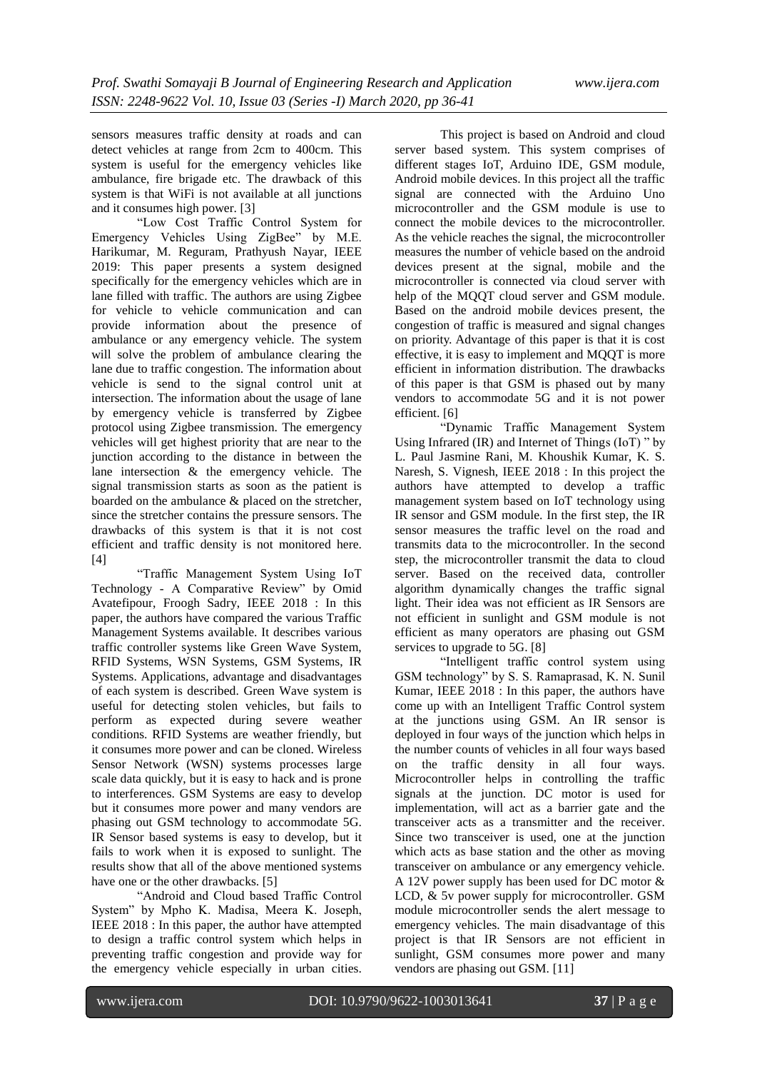sensors measures traffic density at roads and can detect vehicles at range from 2cm to 400cm. This system is useful for the emergency vehicles like ambulance, fire brigade etc. The drawback of this system is that WiFi is not available at all junctions and it consumes high power. [3]

"Low Cost Traffic Control System for Emergency Vehicles Using ZigBee" by M.E. Harikumar, M. Reguram, Prathyush Nayar, IEEE 2019: This paper presents a system designed specifically for the emergency vehicles which are in lane filled with traffic. The authors are using Zigbee for vehicle to vehicle communication and can provide information about the presence of ambulance or any emergency vehicle. The system will solve the problem of ambulance clearing the lane due to traffic congestion. The information about vehicle is send to the signal control unit at intersection. The information about the usage of lane by emergency vehicle is transferred by Zigbee protocol using Zigbee transmission. The emergency vehicles will get highest priority that are near to the junction according to the distance in between the lane intersection & the emergency vehicle. The signal transmission starts as soon as the patient is boarded on the ambulance & placed on the stretcher, since the stretcher contains the pressure sensors. The drawbacks of this system is that it is not cost efficient and traffic density is not monitored here. [4]

"Traffic Management System Using IoT Technology - A Comparative Review" by Omid Avatefipour, Froogh Sadry, IEEE 2018 : In this paper, the authors have compared the various Traffic Management Systems available. It describes various traffic controller systems like Green Wave System, RFID Systems, WSN Systems, GSM Systems, IR Systems. Applications, advantage and disadvantages of each system is described. Green Wave system is useful for detecting stolen vehicles, but fails to perform as expected during severe weather conditions. RFID Systems are weather friendly, but it consumes more power and can be cloned. Wireless Sensor Network (WSN) systems processes large scale data quickly, but it is easy to hack and is prone to interferences. GSM Systems are easy to develop but it consumes more power and many vendors are phasing out GSM technology to accommodate 5G. IR Sensor based systems is easy to develop, but it fails to work when it is exposed to sunlight. The results show that all of the above mentioned systems have one or the other drawbacks. [5]

"Android and Cloud based Traffic Control System" by Mpho K. Madisa, Meera K. Joseph, IEEE 2018 : In this paper, the author have attempted to design a traffic control system which helps in preventing traffic congestion and provide way for the emergency vehicle especially in urban cities. This project is based on Android and cloud server based system. This system comprises of different stages IoT, Arduino IDE, GSM module, Android mobile devices. In this project all the traffic signal are connected with the Arduino Uno microcontroller and the GSM module is use to connect the mobile devices to the microcontroller. As the vehicle reaches the signal, the microcontroller measures the number of vehicle based on the android devices present at the signal, mobile and the microcontroller is connected via cloud server with help of the MQQT cloud server and GSM module. Based on the android mobile devices present, the congestion of traffic is measured and signal changes on priority. Advantage of this paper is that it is cost effective, it is easy to implement and MQQT is more efficient in information distribution. The drawbacks of this paper is that GSM is phased out by many vendors to accommodate 5G and it is not power efficient. [6]

"Dynamic Traffic Management System Using Infrared (IR) and Internet of Things (IoT) " by L. Paul Jasmine Rani, M. Khoushik Kumar, K. S. Naresh, S. Vignesh, IEEE 2018 : In this project the authors have attempted to develop a traffic management system based on IoT technology using IR sensor and GSM module. In the first step, the IR sensor measures the traffic level on the road and transmits data to the microcontroller. In the second step, the microcontroller transmit the data to cloud server. Based on the received data, controller algorithm dynamically changes the traffic signal light. Their idea was not efficient as IR Sensors are not efficient in sunlight and GSM module is not efficient as many operators are phasing out GSM services to upgrade to 5G. [8]

"Intelligent traffic control system using GSM technology" by S. S. Ramaprasad, K. N. Sunil Kumar, IEEE 2018 : In this paper, the authors have come up with an Intelligent Traffic Control system at the junctions using GSM. An IR sensor is deployed in four ways of the junction which helps in the number counts of vehicles in all four ways based on the traffic density in all four ways. Microcontroller helps in controlling the traffic signals at the junction. DC motor is used for implementation, will act as a barrier gate and the transceiver acts as a transmitter and the receiver. Since two transceiver is used, one at the junction which acts as base station and the other as moving transceiver on ambulance or any emergency vehicle. A 12V power supply has been used for DC motor & LCD, & 5v power supply for microcontroller. GSM module microcontroller sends the alert message to emergency vehicles. The main disadvantage of this project is that IR Sensors are not efficient in sunlight, GSM consumes more power and many vendors are phasing out GSM. [11]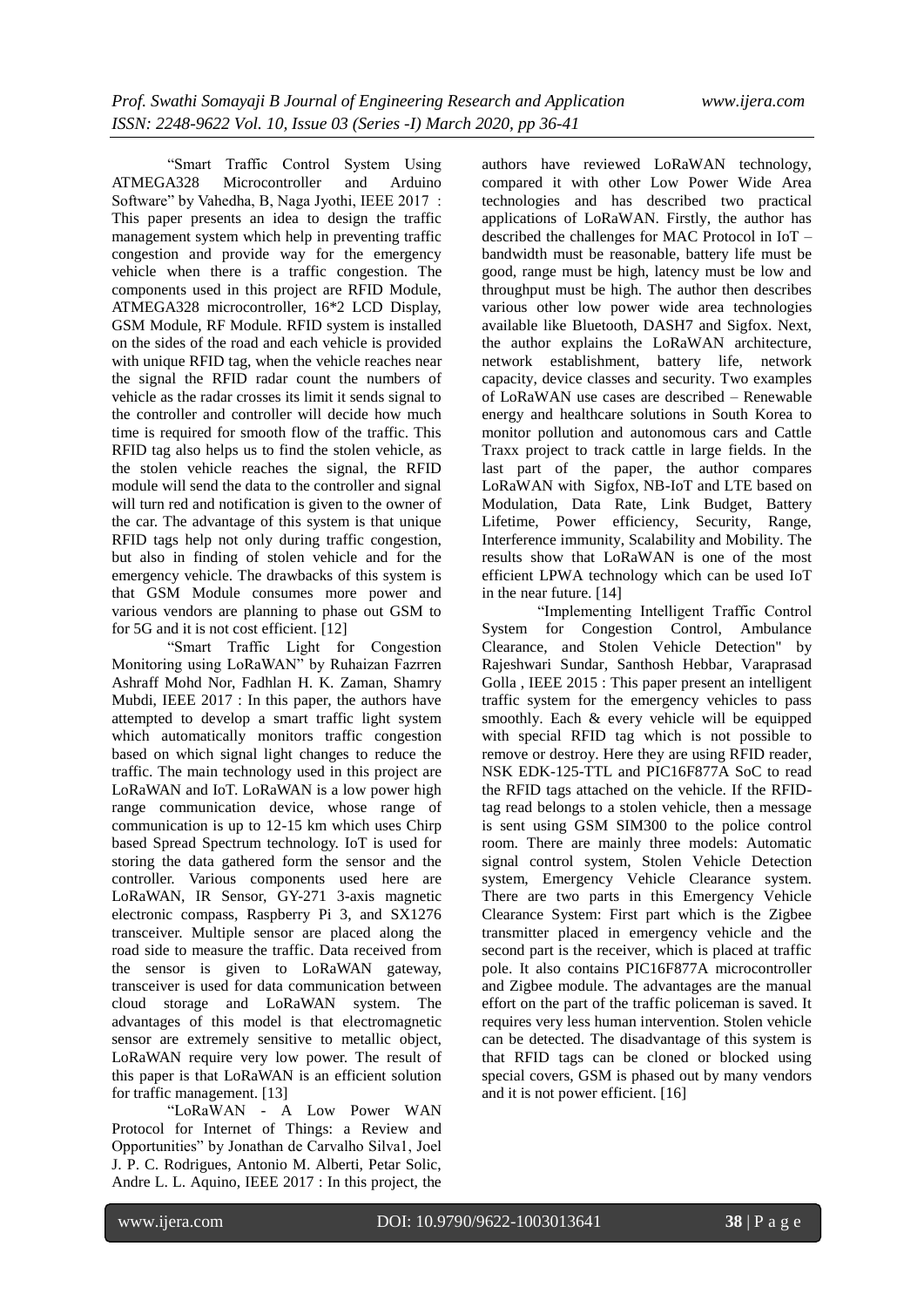"Smart Traffic Control System Using ATMEGA328 Microcontroller and Arduino Software" by Vahedha, B, Naga Jyothi, IEEE 2017 : This paper presents an idea to design the traffic management system which help in preventing traffic congestion and provide way for the emergency vehicle when there is a traffic congestion. The components used in this project are RFID Module, ATMEGA328 microcontroller, 16*2 LCD Display, GSM Module, RF Module. RFID system is installed on the sides of the road and each vehicle is provided with unique RFID tag, when the vehicle reaches near the signal the RFID radar count the numbers of vehicle as the radar crosses its limit it sends signal to the controller and controller will decide how much time is required for smooth flow of the traffic. This RFID tag also helps us to find the stolen vehicle, as the stolen vehicle reaches the signal, the RFID module will send the data to the controller and signal will turn red and notification is given to the owner of the car. The advantage of this system is that unique RFID tags help not only during traffic congestion, but also in finding of stolen vehicle and for the emergency vehicle. The drawbacks of this system is that GSM Module consumes more power and various vendors are planning to phase out GSM to for 5G and it is not cost efficient. [12]

"Smart Traffic Light for Congestion Monitoring using LoRaWAN" by Ruhaizan Fazrren Ashraff Mohd Nor, Fadhlan H. K. Zaman, Shamry Mubdi, IEEE 2017 : In this paper, the authors have attempted to develop a smart traffic light system which automatically monitors traffic congestion based on which signal light changes to reduce the traffic. The main technology used in this project are LoRaWAN and IoT. LoRaWAN is a low power high range communication device, whose range of communication is up to 12-15 km which uses Chirp based Spread Spectrum technology. IoT is used for storing the data gathered form the sensor and the controller. Various components used here are LoRaWAN, IR Sensor, GY-271 3-axis magnetic electronic compass, Raspberry Pi 3, and SX1276 transceiver. Multiple sensor are placed along the road side to measure the traffic. Data received from the sensor is given to LoRaWAN gateway, transceiver is used for data communication between cloud storage and LoRaWAN system. The advantages of this model is that electromagnetic sensor are extremely sensitive to metallic object, LoRaWAN require very low power. The result of this paper is that LoRaWAN is an efficient solution for traffic management. [13]

"LoRaWAN - A Low Power WAN Protocol for Internet of Things: a Review and Opportunities" by Jonathan de Carvalho Silva1, Joel J. P. C. Rodrigues, Antonio M. Alberti, Petar Solic, Andre L. L. Aquino, IEEE 2017 : In this project, the authors have reviewed LoRaWAN technology, compared it with other Low Power Wide Area technologies and has described two practical applications of LoRaWAN. Firstly, the author has described the challenges for MAC Protocol in IoT – bandwidth must be reasonable, battery life must be good, range must be high, latency must be low and throughput must be high. The author then describes various other low power wide area technologies available like Bluetooth, DASH7 and Sigfox. Next, the author explains the LoRaWAN architecture, network establishment, battery life, network capacity, device classes and security. Two examples of LoRaWAN use cases are described – Renewable energy and healthcare solutions in South Korea to monitor pollution and autonomous cars and Cattle Traxx project to track cattle in large fields. In the last part of the paper, the author compares LoRaWAN with Sigfox, NB-IoT and LTE based on Modulation, Data Rate, Link Budget, Battery Lifetime, Power efficiency, Security, Range, Interference immunity, Scalability and Mobility. The results show that LoRaWAN is one of the most efficient LPWA technology which can be used IoT in the near future. [14]

"Implementing Intelligent Traffic Control System for Congestion Control, Ambulance Clearance, and Stolen Vehicle Detection" by Rajeshwari Sundar, Santhosh Hebbar, Varaprasad Golla , IEEE 2015 : This paper present an intelligent traffic system for the emergency vehicles to pass smoothly. Each & every vehicle will be equipped with special RFID tag which is not possible to remove or destroy. Here they are using RFID reader, NSK EDK-125-TTL and PIC16F877A SoC to read the RFID tags attached on the vehicle. If the RFID-tag read belongs to a stolen vehicle, then a message is sent using GSM SIM300 to the police control room. There are mainly three models: Automatic signal control system, Stolen Vehicle Detection system, Emergency Vehicle Clearance system. There are two parts in this Emergency Vehicle Clearance System: First part which is the Zigbee transmitter placed in emergency vehicle and the second part is the receiver, which is placed at traffic pole. It also contains PIC16F877A microcontroller and Zigbee module. The advantages are the manual effort on the part of the traffic policeman is saved. It requires very less human intervention. Stolen vehicle can be detected. The disadvantage of this system is that RFID tags can be cloned or blocked using special covers, GSM is phased out by many vendors and it is not power efficient. [16]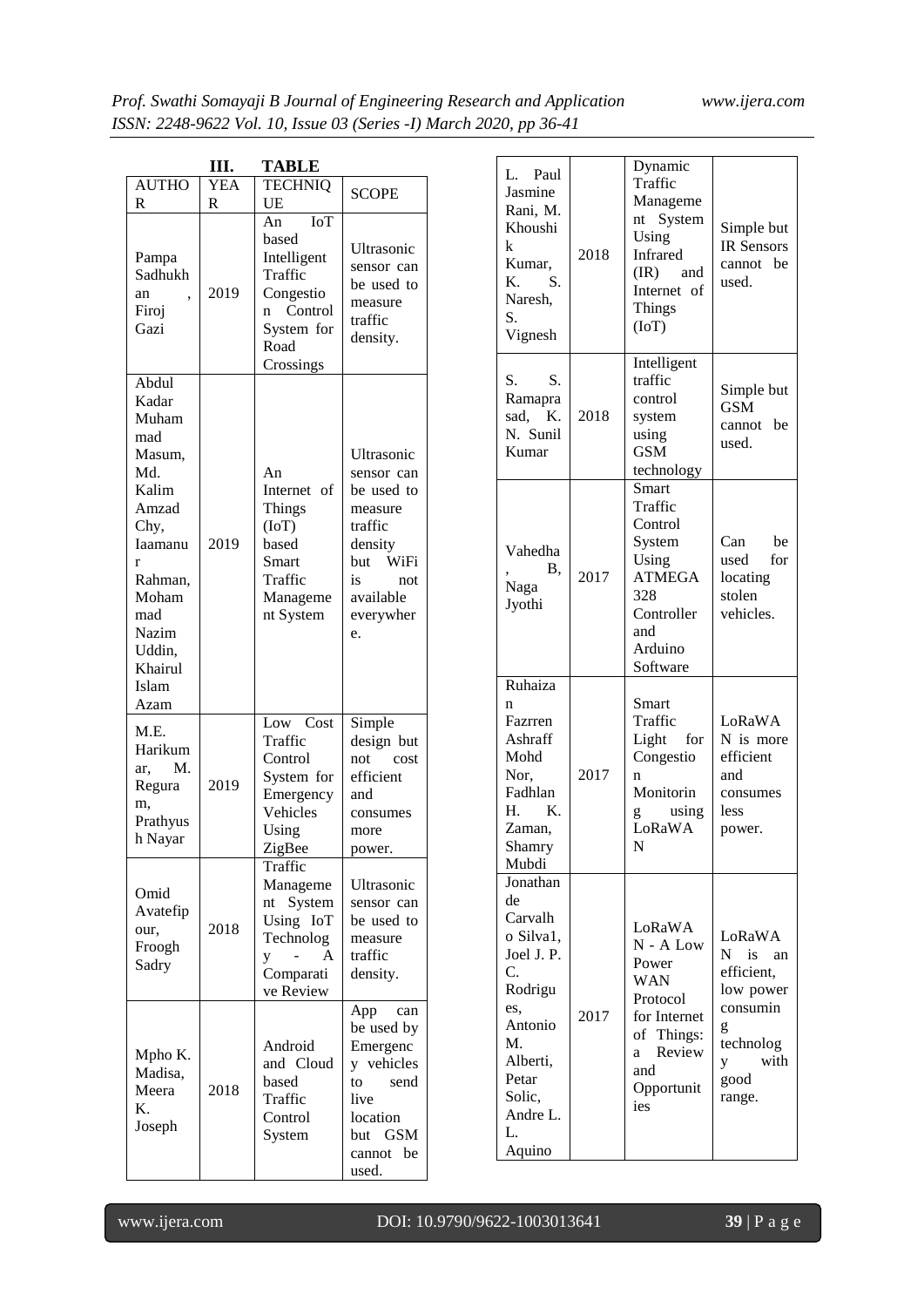## III. TABLE

| AUTHOR | YEAR | TECHNIQUE | SCOPE |
|---|---|---|---|
| Pampa Sadhukhan, Firoj Gazi | 2019 | An IoT based Intelligent Traffic Congestion Control System for Road Crossings | Ultrasonic sensor can be used to measure traffic density. |
| Abdul Kadar Muhammad Masum, Md. Kalim Amzad Chy, Iaamanur Rahman, Mohammad Nazim Uddin, Khairul Islam Azam | 2019 | An Internet of Things (IoT) based Smart Traffic Management System | Ultrasonic sensor can be used to measure traffic density but WiFi is not available everywhere. |
| M.E. Harikumar, M. Reguram, Prathyush Nayar | 2019 | Low Cost Traffic Control System for Emergency Vehicles Using ZigBee | Simple design but not cost efficient and consumes more power. |
| Omid Avatefipour, Froogh Sadry | 2018 | Traffic Management System Using IoT Technology - A Comparative Review | Ultrasonic sensor can be used to measure traffic density. |
| Mpho K. Madisa, Meera K. Joseph | 2018 | Android and Cloud based Traffic Control System | App can be used by Emergency vehicles to send live location but GSM cannot be used. |
| L. Paul Jasmine Rani, M. Khoushik Kumar, K. S. Naresh, S. Vignesh | 2018 | Dynamic Traffic Management System Using Infrared (IR) and Internet of Things (IoT) | Simple but IR Sensors cannot be used. |
| S. S. Ramaprasad, K. N. Sunil Kumar | 2018 | Intelligent traffic control system using GSM technology | Simple but GSM cannot be used. |
| Vahedha, B, Naga Jyothi | 2017 | Smart Traffic Control System Using ATMEGA 328 Controller and Arduino Software | Can be used for locating stolen vehicles. |
| Ruhaizan Fazrren Ashraff Mohd Nor, Fadhlan H. K. Zaman, Shamry Mubdi | 2017 | Smart Traffic Light for Congestion Monitoring using LoRaWAN | LoRaWAN is more efficient and consumes less power. |
| Jonathan de Carvalho Silva1, Joel J. P. C. Rodrigues, Antonio M. Alberti, Petar Solic, Andre L. L. Aquino | 2017 | LoRaWAN - A Low Power WAN Protocol for Internet of Things: a Review and Opportunities | LoRaWAN is an efficient, low power consuming technology with good range. |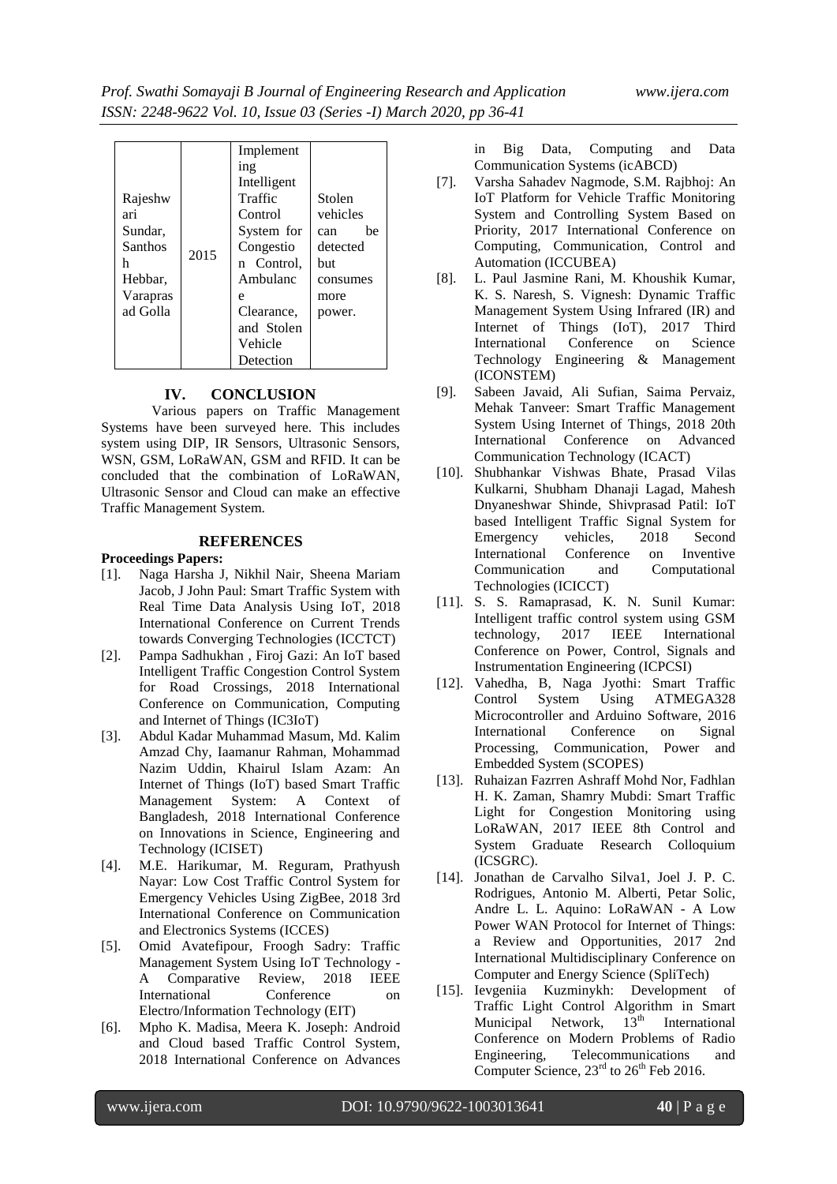| Rajeshwari Sundar, Santhosh Hebbar, Varaprasad Golla | 2015 | Implementing Intelligent Traffic Control System for Congestion Control, Ambulance Clearance, and Stolen Vehicle Detection | Stolen vehicles can be detected but consumes more power. |
|---|---|---|---|

## IV. CONCLUSION

Various papers on Traffic Management Systems have been surveyed here. This includes system using DIP, IR Sensors, Ultrasonic Sensors, WSN, GSM, LoRaWAN, GSM and RFID. It can be concluded that the combination of LoRaWAN, Ultrasonic Sensor and Cloud can make an effective Traffic Management System.

## REFERENCES

**Proceedings Papers:**

[1]. Naga Harsha J, Nikhil Nair, Sheena Mariam Jacob, J John Paul: Smart Traffic System with Real Time Data Analysis Using IoT, 2018 International Conference on Current Trends towards Converging Technologies (ICCTCT)

[2]. Pampa Sadhukhan , Firoj Gazi: An IoT based Intelligent Traffic Congestion Control System for Road Crossings, 2018 International Conference on Communication, Computing and Internet of Things (IC3IoT)

[3]. Abdul Kadar Muhammad Masum, Md. Kalim Amzad Chy, Iaamanur Rahman, Mohammad Nazim Uddin, Khairul Islam Azam: An Internet of Things (IoT) based Smart Traffic Management System: A Context of Bangladesh, 2018 International Conference on Innovations in Science, Engineering and Technology (ICISET)

[4]. M.E. Harikumar, M. Reguram, Prathyush Nayar: Low Cost Traffic Control System for Emergency Vehicles Using ZigBee, 2018 3rd International Conference on Communication and Electronics Systems (ICCES)

[5]. Omid Avatefipour, Froogh Sadry: Traffic Management System Using IoT Technology - A Comparative Review, 2018 IEEE International Conference on Electro/Information Technology (EIT)

[6]. Mpho K. Madisa, Meera K. Joseph: Android and Cloud based Traffic Control System, 2018 International Conference on Advances in Big Data, Computing and Data Communication Systems (icABCD)

[7]. Varsha Sahadev Nagmode, S.M. Rajbhoj: An IoT Platform for Vehicle Traffic Monitoring System and Controlling System Based on Priority, 2017 International Conference on Computing, Communication, Control and Automation (ICCUBEA)

[8]. L. Paul Jasmine Rani, M. Khoushik Kumar, K. S. Naresh, S. Vignesh: Dynamic Traffic Management System Using Infrared (IR) and Internet of Things (IoT), 2017 Third International Conference on Science Technology Engineering & Management (ICONSTEM)

[9]. Sabeen Javaid, Ali Sufian, Saima Pervaiz, Mehak Tanveer: Smart Traffic Management System Using Internet of Things, 2018 20th International Conference on Advanced Communication Technology (ICACT)

[10]. Shubhankar Vishwas Bhate, Prasad Vilas Kulkarni, Shubham Dhanaji Lagad, Mahesh Dnyaneshwar Shinde, Shivprasad Patil: IoT based Intelligent Traffic Signal System for Emergency vehicles, 2018 Second International Conference on Inventive Communication and Computational Technologies (ICICCT)

[11]. S. S. Ramaprasad, K. N. Sunil Kumar: Intelligent traffic control system using GSM technology, 2017 IEEE International Conference on Power, Control, Signals and Instrumentation Engineering (ICPCSI)

[12]. Vahedha, B, Naga Jyothi: Smart Traffic Control System Using ATMEGA328 Microcontroller and Arduino Software, 2016 International Conference on Signal Processing, Communication, Power and Embedded System (SCOPES)

[13]. Ruhaizan Fazrren Ashraff Mohd Nor, Fadhlan H. K. Zaman, Shamry Mubdi: Smart Traffic Light for Congestion Monitoring using LoRaWAN, 2017 IEEE 8th Control and System Graduate Research Colloquium (ICSGRC).

[14]. Jonathan de Carvalho Silva1, Joel J. P. C. Rodrigues, Antonio M. Alberti, Petar Solic, Andre L. L. Aquino: LoRaWAN - A Low Power WAN Protocol for Internet of Things: a Review and Opportunities, 2017 2nd International Multidisciplinary Conference on Computer and Energy Science (SpliTech)

[15]. Ievgeniia Kuzminykh: Development of Traffic Light Control Algorithm in Smart Municipal Network, 13th International Conference on Modern Problems of Radio Engineering, Telecommunications and Computer Science, 23rd to 26th Feb 2016.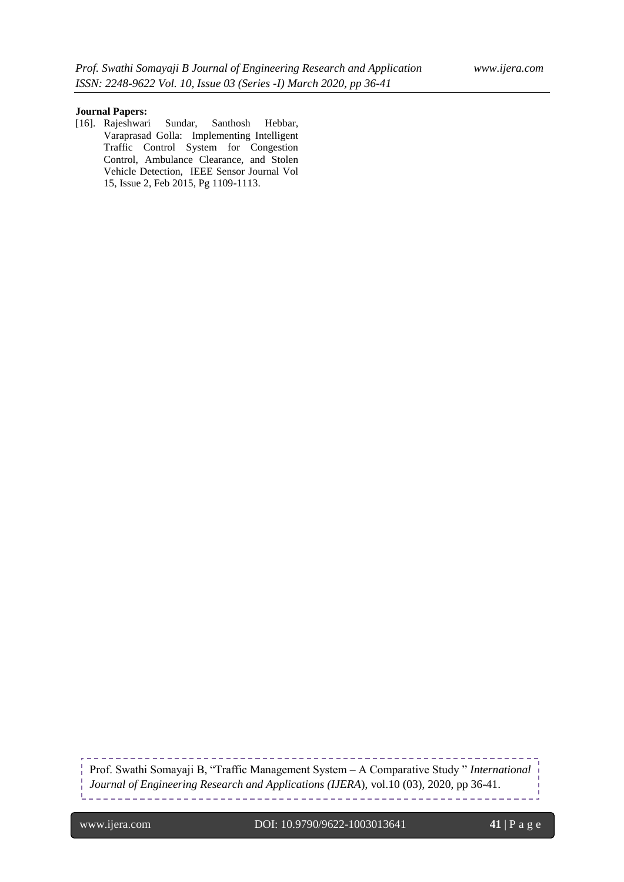**Journal Papers:**

[16]. Rajeshwari Sundar, Santhosh Hebbar, Varaprasad Golla: Implementing Intelligent Traffic Control System for Congestion Control, Ambulance Clearance, and Stolen Vehicle Detection, IEEE Sensor Journal Vol 15, Issue 2, Feb 2015, Pg 1109-1113.

Prof. Swathi Somayaji B, "Traffic Management System – A Comparative Study " *International Journal of Engineering Research and Applications (IJERA*), vol.10 (03), 2020, pp 36-41.